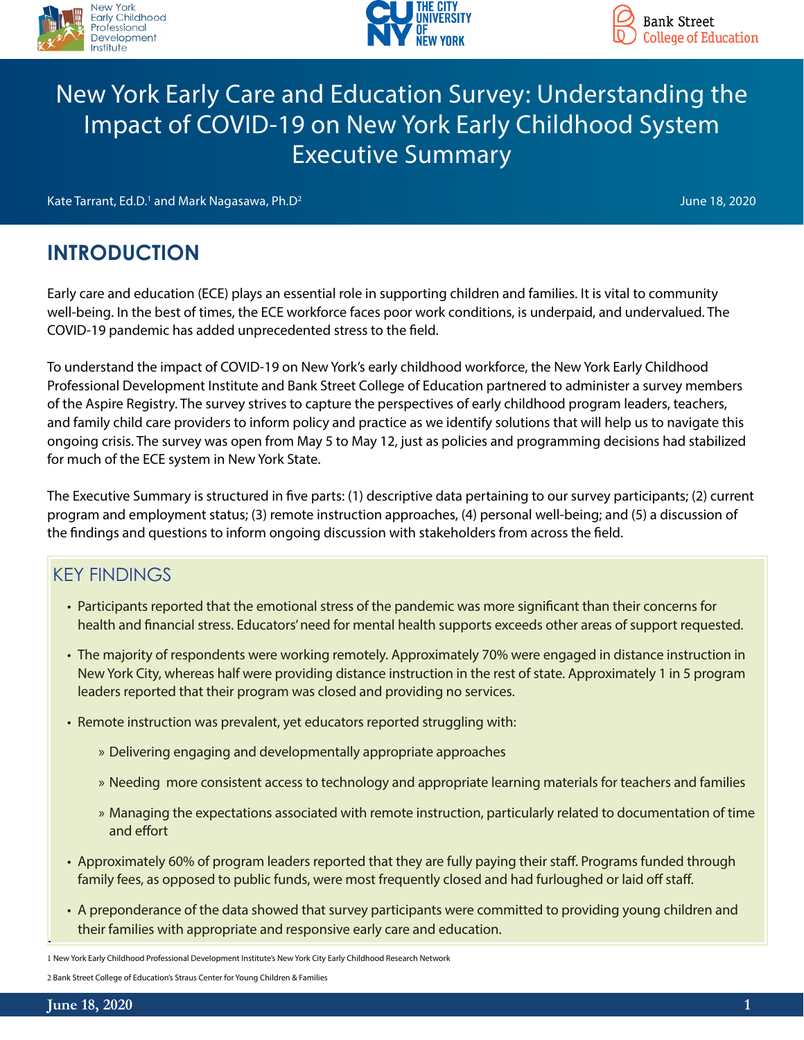# New York Early Care and Education Survey: Understanding the Impact of COVID-19 on New York Early Childhood System Executive Summary

Kate Tarrant, Ed.D.[1] and Mark Nagasawa, Ph.D[2]

June 18, 2020

## INTRODUCTION

Early care and education (ECE) plays an essential role in supporting children and families. It is vital to community well-being. In the best of times, the ECE workforce faces poor work conditions, is underpaid, and undervalued. The COVID-19 pandemic has added unprecedented stress to the field.

To understand the impact of COVID-19 on New York's early childhood workforce, the New York Early Childhood Professional Development Institute and Bank Street College of Education partnered to administer a survey members of the Aspire Registry. The survey strives to capture the perspectives of early childhood program leaders, teachers, and family child care providers to inform policy and practice as we identify solutions that will help us to navigate this ongoing crisis. The survey was open from May 5 to May 12, just as policies and programming decisions had stabilized for much of the ECE system in New York State.

The Executive Summary is structured in five parts: (1) descriptive data pertaining to our survey participants; (2) current program and employment status; (3) remote instruction approaches, (4) personal well-being; and (5) a discussion of the findings and questions to inform ongoing discussion with stakeholders from across the field.

### KEY FINDINGS

- Participants reported that the emotional stress of the pandemic was more significant than their concerns for health and financial stress. Educators' need for mental health supports exceeds other areas of support requested.
- The majority of respondents were working remotely. Approximately 70% were engaged in distance instruction in New York City, whereas half were providing distance instruction in the rest of state. Approximately 1 in 5 program leaders reported that their program was closed and providing no services.
- Remote instruction was prevalent, yet educators reported struggling with:
  - Delivering engaging and developmentally appropriate approaches
  - Needing more consistent access to technology and appropriate learning materials for teachers and families
  - Managing the expectations associated with remote instruction, particularly related to documentation of time and effort
- Approximately 60% of program leaders reported that they are fully paying their staff. Programs funded through family fees, as opposed to public funds, were most frequently closed and had furloughed or laid off staff.
- A preponderance of the data showed that survey participants were committed to providing young children and their families with appropriate and responsive early care and education.

1 New York Early Childhood Professional Development Institute's New York City Early Childhood Research Network

2 Bank Street College of Education's Straus Center for Young Children & Families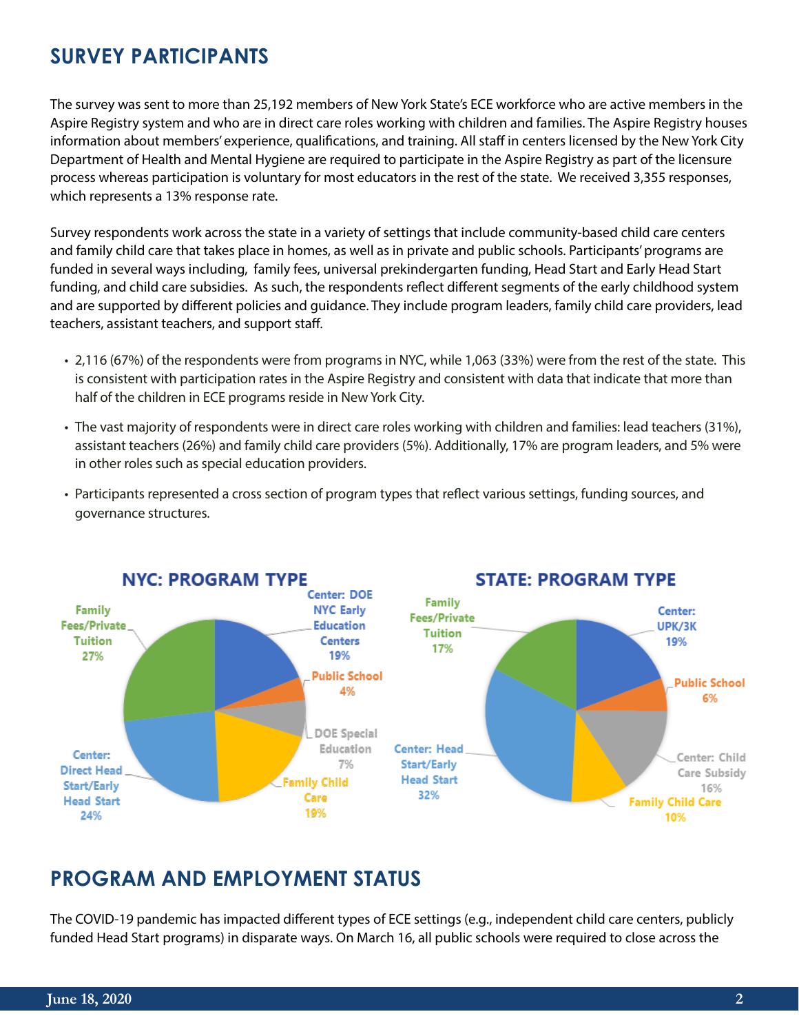## SURVEY PARTICIPANTS

The survey was sent to more than 25,192 members of New York State's ECE workforce who are active members in the Aspire Registry system and who are in direct care roles working with children and families. The Aspire Registry houses information about members' experience, qualifications, and training. All staff in centers licensed by the New York City Department of Health and Mental Hygiene are required to participate in the Aspire Registry as part of the licensure process whereas participation is voluntary for most educators in the rest of the state. We received 3,355 responses, which represents a 13% response rate.

Survey respondents work across the state in a variety of settings that include community-based child care centers and family child care that takes place in homes, as well as in private and public schools. Participants' programs are funded in several ways including, family fees, universal prekindergarten funding, Head Start and Early Head Start funding, and child care subsidies. As such, the respondents reflect different segments of the early childhood system and are supported by different policies and guidance. They include program leaders, family child care providers, lead teachers, assistant teachers, and support staff.

- 2,116 (67%) of the respondents were from programs in NYC, while 1,063 (33%) were from the rest of the state. This is consistent with participation rates in the Aspire Registry and consistent with data that indicate that more than half of the children in ECE programs reside in New York City.
- The vast majority of respondents were in direct care roles working with children and families: lead teachers (31%), assistant teachers (26%) and family child care providers (5%). Additionally, 17% are program leaders, and 5% were in other roles such as special education providers.
- Participants represented a cross section of program types that reflect various settings, funding sources, and governance structures.

**NYC: PROGRAM TYPE**

| Program Type | Percent |
| --- | --- |
| Center: DOE NYC Early Education Centers | 19% |
| Public School | 4% |
| DOE Special Education | 7% |
| Family Child Care | 19% |
| Center: Direct Head Start/Early Head Start | 24% |
| Family Fees/Private Tuition | 27% |

**STATE: PROGRAM TYPE**

| Program Type | Percent |
| --- | --- |
| Center: UPK/3K | 19% |
| Public School | 6% |
| Center: Child Care Subsidy | 16% |
| Family Child Care | 10% |
| Center: Head Start/Early Head Start | 32% |
| Family Fees/Private Tuition | 17% |

## PROGRAM AND EMPLOYMENT STATUS

The COVID-19 pandemic has impacted different types of ECE settings (e.g., independent child care centers, publicly funded Head Start programs) in disparate ways. On March 16, all public schools were required to close across the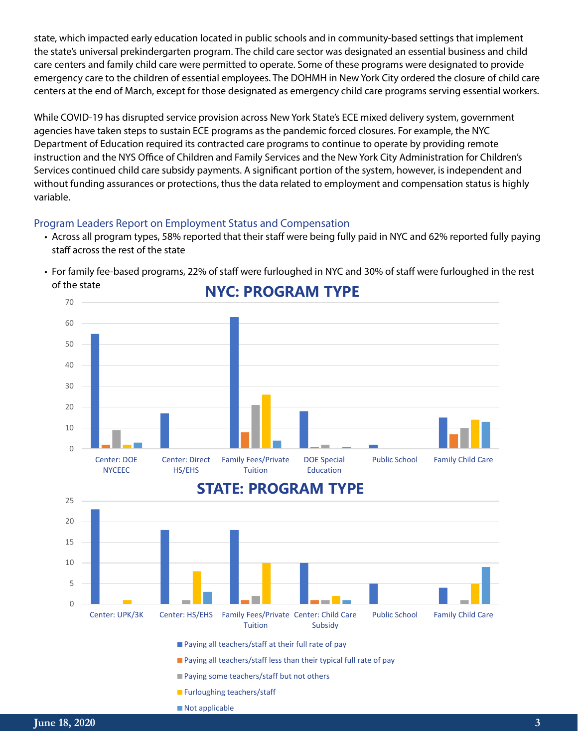state, which impacted early education located in public schools and in community-based settings that implement the state's universal prekindergarten program. The child care sector was designated an essential business and child care centers and family child care were permitted to operate. Some of these programs were designated to provide emergency care to the children of essential employees. The DOHMH in New York City ordered the closure of child care centers at the end of March, except for those designated as emergency child care programs serving essential workers.

While COVID-19 has disrupted service provision across New York State's ECE mixed delivery system, government agencies have taken steps to sustain ECE programs as the pandemic forced closures. For example, the NYC Department of Education required its contracted care programs to continue to operate by providing remote instruction and the NYS Office of Children and Family Services and the New York City Administration for Children's Services continued child care subsidy payments. A significant portion of the system, however, is independent and without funding assurances or protections, thus the data related to employment and compensation status is highly variable.

## Program Leaders Report on Employment Status and Compensation

- Across all program types, 58% reported that their staff were being fully paid in NYC and 62% reported fully paying staff across the rest of the state
- For family fee-based programs, 22% of staff were furloughed in NYC and 30% of staff were furloughed in the rest of the state

**NYC: PROGRAM TYPE**

| Program Type | Paying all teachers/staff at their full rate of pay | Paying all teachers/staff less than their typical full rate of pay | Paying some teachers/staff but not others | Furloughing teachers/staff | Not applicable |
|---|---|---|---|---|---|
| Center: DOE NYCEEC | 55 | 2 | 9 | 2 | 3 |
| Center: Direct HS/EHS | 17 | | | | |
| Family Fees/Private Tuition | 63 | 8 | 21 | 26 | 4 |
| DOE Special Education | 18 | 1 | 2 | | 1 |
| Public School | 2 | | | | |
| Family Child Care | 15 | 7 | 10 | 14 | 13 |

**STATE: PROGRAM TYPE**

| Program Type | Paying all teachers/staff at their full rate of pay | Paying all teachers/staff less than their typical full rate of pay | Paying some teachers/staff but not others | Furloughing teachers/staff | Not applicable |
|---|---|---|---|---|---|
| Center: UPK/3K | 23 | | | 1 | |
| Center: HS/EHS | 18 | | 1 | 8 | 3 |
| Family Fees/Private Tuition | 18 | 1 | 2 | 10 | |
| Center: Child Care Subsidy | 10 | 1 | 1 | 2 | 1 |
| Public School | 5 | | | | |
| Family Child Care | 4 | | 1 | 5 | 9 |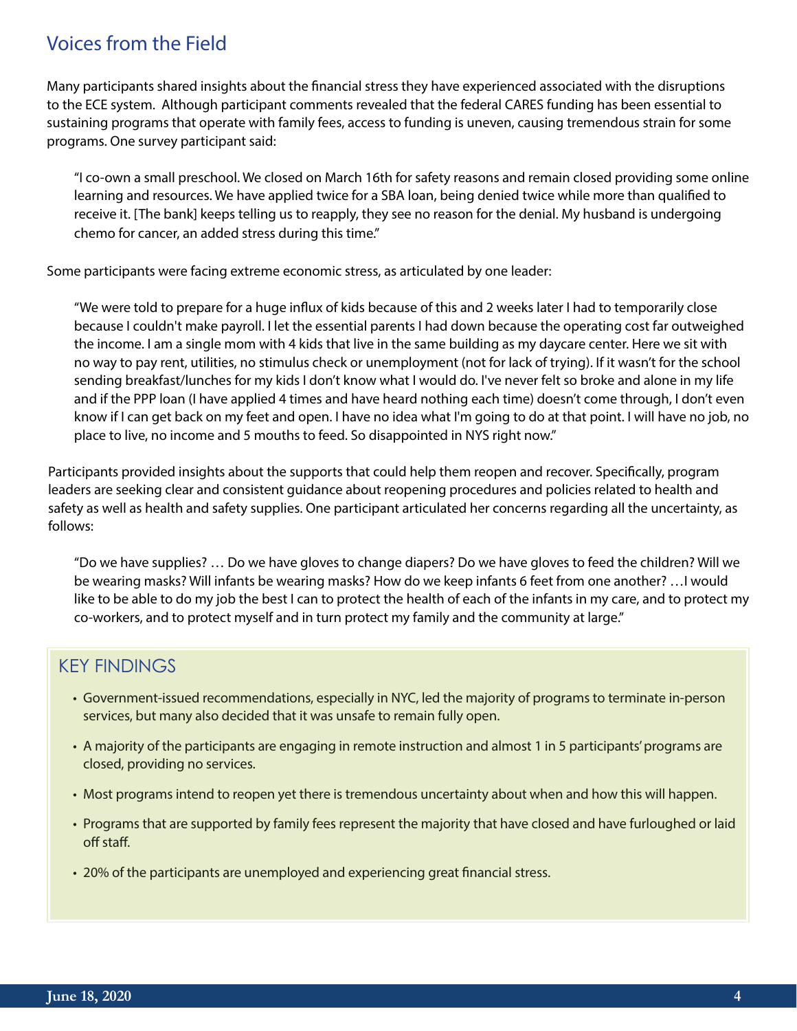## Voices from the Field

Many participants shared insights about the financial stress they have experienced associated with the disruptions to the ECE system. Although participant comments revealed that the federal CARES funding has been essential to sustaining programs that operate with family fees, access to funding is uneven, causing tremendous strain for some programs. One survey participant said:

> "I co-own a small preschool. We closed on March 16th for safety reasons and remain closed providing some online learning and resources. We have applied twice for a SBA loan, being denied twice while more than qualified to receive it. [The bank] keeps telling us to reapply, they see no reason for the denial. My husband is undergoing chemo for cancer, an added stress during this time."

Some participants were facing extreme economic stress, as articulated by one leader:

> "We were told to prepare for a huge influx of kids because of this and 2 weeks later I had to temporarily close because I couldn't make payroll. I let the essential parents I had down because the operating cost far outweighed the income. I am a single mom with 4 kids that live in the same building as my daycare center. Here we sit with no way to pay rent, utilities, no stimulus check or unemployment (not for lack of trying). If it wasn't for the school sending breakfast/lunches for my kids I don't know what I would do. I've never felt so broke and alone in my life and if the PPP loan (I have applied 4 times and have heard nothing each time) doesn't come through, I don't even know if I can get back on my feet and open. I have no idea what I'm going to do at that point. I will have no job, no place to live, no income and 5 mouths to feed. So disappointed in NYS right now."

Participants provided insights about the supports that could help them reopen and recover. Specifically, program leaders are seeking clear and consistent guidance about reopening procedures and policies related to health and safety as well as health and safety supplies. One participant articulated her concerns regarding all the uncertainty, as follows:

> "Do we have supplies? … Do we have gloves to change diapers? Do we have gloves to feed the children? Will we be wearing masks? Will infants be wearing masks? How do we keep infants 6 feet from one another? …I would like to be able to do my job the best I can to protect the health of each of the infants in my care, and to protect my co-workers, and to protect myself and in turn protect my family and the community at large."

### KEY FINDINGS

- Government-issued recommendations, especially in NYC, led the majority of programs to terminate in-person services, but many also decided that it was unsafe to remain fully open.
- A majority of the participants are engaging in remote instruction and almost 1 in 5 participants' programs are closed, providing no services.
- Most programs intend to reopen yet there is tremendous uncertainty about when and how this will happen.
- Programs that are supported by family fees represent the majority that have closed and have furloughed or laid off staff.
- 20% of the participants are unemployed and experiencing great financial stress.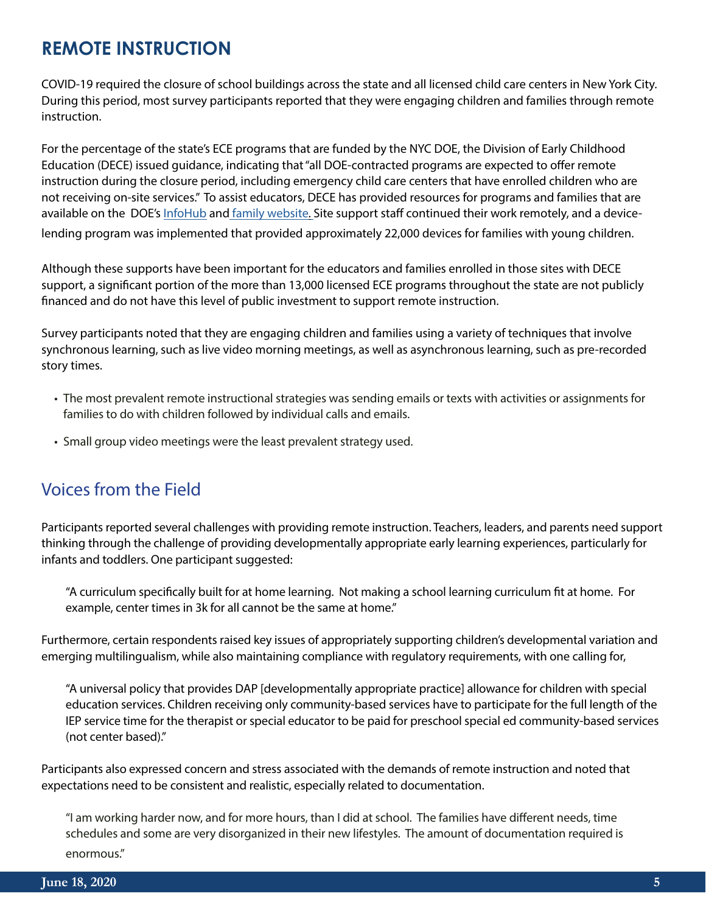## REMOTE INSTRUCTION

COVID-19 required the closure of school buildings across the state and all licensed child care centers in New York City. During this period, most survey participants reported that they were engaging children and families through remote instruction.

For the percentage of the state's ECE programs that are funded by the NYC DOE, the Division of Early Childhood Education (DECE) issued guidance, indicating that "all DOE-contracted programs are expected to offer remote instruction during the closure period, including emergency child care centers that have enrolled children who are not receiving on-site services." To assist educators, DECE has provided resources for programs and families that are available on the DOE's InfoHub and family website. Site support staff continued their work remotely, and a device-lending program was implemented that provided approximately 22,000 devices for families with young children.

Although these supports have been important for the educators and families enrolled in those sites with DECE support, a significant portion of the more than 13,000 licensed ECE programs throughout the state are not publicly financed and do not have this level of public investment to support remote instruction.

Survey participants noted that they are engaging children and families using a variety of techniques that involve synchronous learning, such as live video morning meetings, as well as asynchronous learning, such as pre-recorded story times.

- The most prevalent remote instructional strategies was sending emails or texts with activities or assignments for families to do with children followed by individual calls and emails.
- Small group video meetings were the least prevalent strategy used.

### Voices from the Field

Participants reported several challenges with providing remote instruction. Teachers, leaders, and parents need support thinking through the challenge of providing developmentally appropriate early learning experiences, particularly for infants and toddlers. One participant suggested:

> "A curriculum specifically built for at home learning. Not making a school learning curriculum fit at home. For example, center times in 3k for all cannot be the same at home."

Furthermore, certain respondents raised key issues of appropriately supporting children's developmental variation and emerging multilingualism, while also maintaining compliance with regulatory requirements, with one calling for,

> "A universal policy that provides DAP [developmentally appropriate practice] allowance for children with special education services. Children receiving only community-based services have to participate for the full length of the IEP service time for the therapist or special educator to be paid for preschool special ed community-based services (not center based)."

Participants also expressed concern and stress associated with the demands of remote instruction and noted that expectations need to be consistent and realistic, especially related to documentation.

> "I am working harder now, and for more hours, than I did at school. The families have different needs, time schedules and some are very disorganized in their new lifestyles. The amount of documentation required is enormous."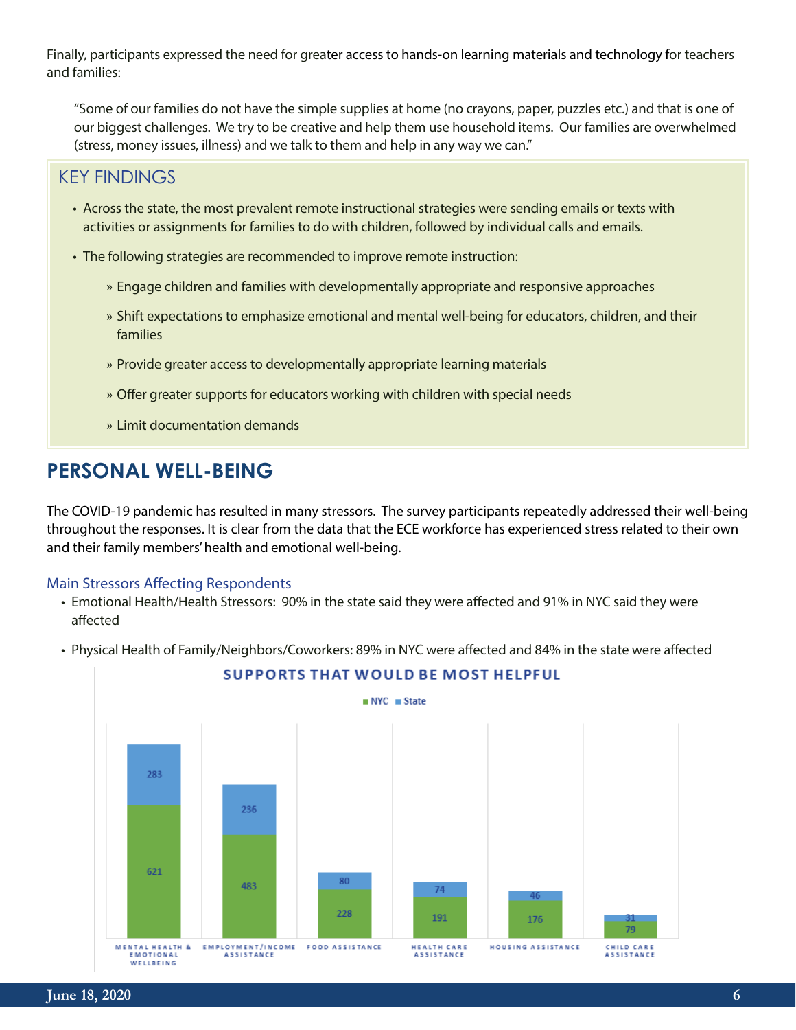Finally, participants expressed the need for greater access to hands-on learning materials and technology for teachers and families:

> "Some of our families do not have the simple supplies at home (no crayons, paper, puzzles etc.) and that is one of our biggest challenges. We try to be creative and help them use household items. Our families are overwhelmed (stress, money issues, illness) and we talk to them and help in any way we can."

## KEY FINDINGS

- Across the state, the most prevalent remote instructional strategies were sending emails or texts with activities or assignments for families to do with children, followed by individual calls and emails.
- The following strategies are recommended to improve remote instruction:
  - Engage children and families with developmentally appropriate and responsive approaches
  - Shift expectations to emphasize emotional and mental well-being for educators, children, and their families
  - Provide greater access to developmentally appropriate learning materials
  - Offer greater supports for educators working with children with special needs
  - Limit documentation demands

## PERSONAL WELL-BEING

The COVID-19 pandemic has resulted in many stressors. The survey participants repeatedly addressed their well-being throughout the responses. It is clear from the data that the ECE workforce has experienced stress related to their own and their family members' health and emotional well-being.

### Main Stressors Affecting Respondents

- Emotional Health/Health Stressors: 90% in the state said they were affected and 91% in NYC said they were affected
- Physical Health of Family/Neighbors/Coworkers: 89% in NYC were affected and 84% in the state were affected

**SUPPORTS THAT WOULD BE MOST HELPFUL**

| Support | NYC | State |
| --- | --- | --- |
| Mental Health & Emotional Wellbeing | 621 | 283 |
| Employment/Income Assistance | 483 | 236 |
| Food Assistance | 228 | 80 |
| Health Care Assistance | 191 | 74 |
| Housing Assistance | 176 | 46 |
| Child Care Assistance | 79 | 31 |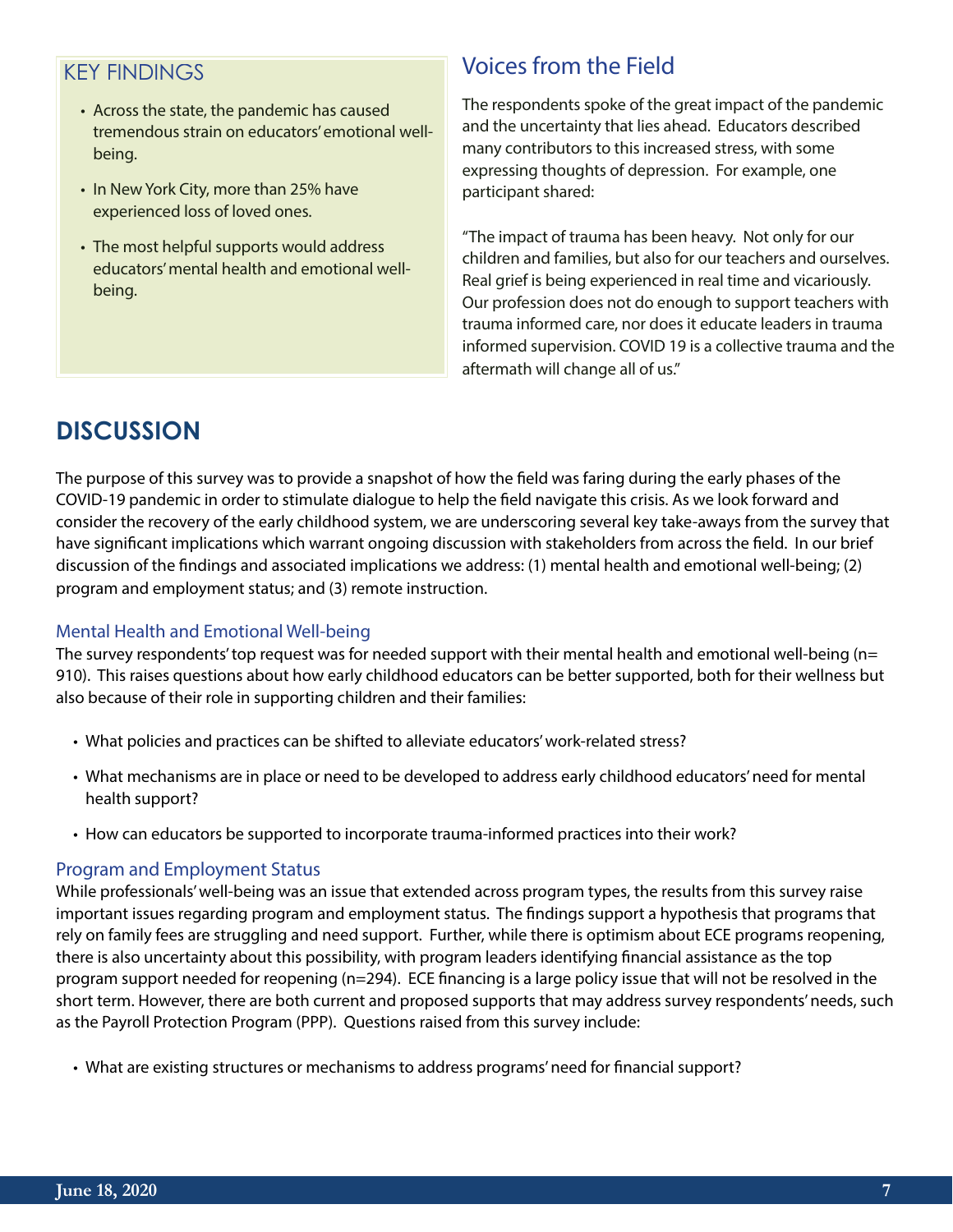### KEY FINDINGS

- Across the state, the pandemic has caused tremendous strain on educators' emotional well-being.
- In New York City, more than 25% have experienced loss of loved ones.
- The most helpful supports would address educators' mental health and emotional well-being.

### Voices from the Field

The respondents spoke of the great impact of the pandemic and the uncertainty that lies ahead. Educators described many contributors to this increased stress, with some expressing thoughts of depression. For example, one participant shared:

"The impact of trauma has been heavy. Not only for our children and families, but also for our teachers and ourselves. Real grief is being experienced in real time and vicariously. Our profession does not do enough to support teachers with trauma informed care, nor does it educate leaders in trauma informed supervision. COVID 19 is a collective trauma and the aftermath will change all of us."

## DISCUSSION

The purpose of this survey was to provide a snapshot of how the field was faring during the early phases of the COVID-19 pandemic in order to stimulate dialogue to help the field navigate this crisis. As we look forward and consider the recovery of the early childhood system, we are underscoring several key take-aways from the survey that have significant implications which warrant ongoing discussion with stakeholders from across the field. In our brief discussion of the findings and associated implications we address: (1) mental health and emotional well-being; (2) program and employment status; and (3) remote instruction.

### Mental Health and Emotional Well-being

The survey respondents' top request was for needed support with their mental health and emotional well-being (n= 910). This raises questions about how early childhood educators can be better supported, both for their wellness but also because of their role in supporting children and their families:

- What policies and practices can be shifted to alleviate educators' work-related stress?
- What mechanisms are in place or need to be developed to address early childhood educators' need for mental health support?
- How can educators be supported to incorporate trauma-informed practices into their work?

### Program and Employment Status

While professionals' well-being was an issue that extended across program types, the results from this survey raise important issues regarding program and employment status. The findings support a hypothesis that programs that rely on family fees are struggling and need support. Further, while there is optimism about ECE programs reopening, there is also uncertainty about this possibility, with program leaders identifying financial assistance as the top program support needed for reopening (n=294). ECE financing is a large policy issue that will not be resolved in the short term. However, there are both current and proposed supports that may address survey respondents' needs, such as the Payroll Protection Program (PPP). Questions raised from this survey include:

- What are existing structures or mechanisms to address programs' need for financial support?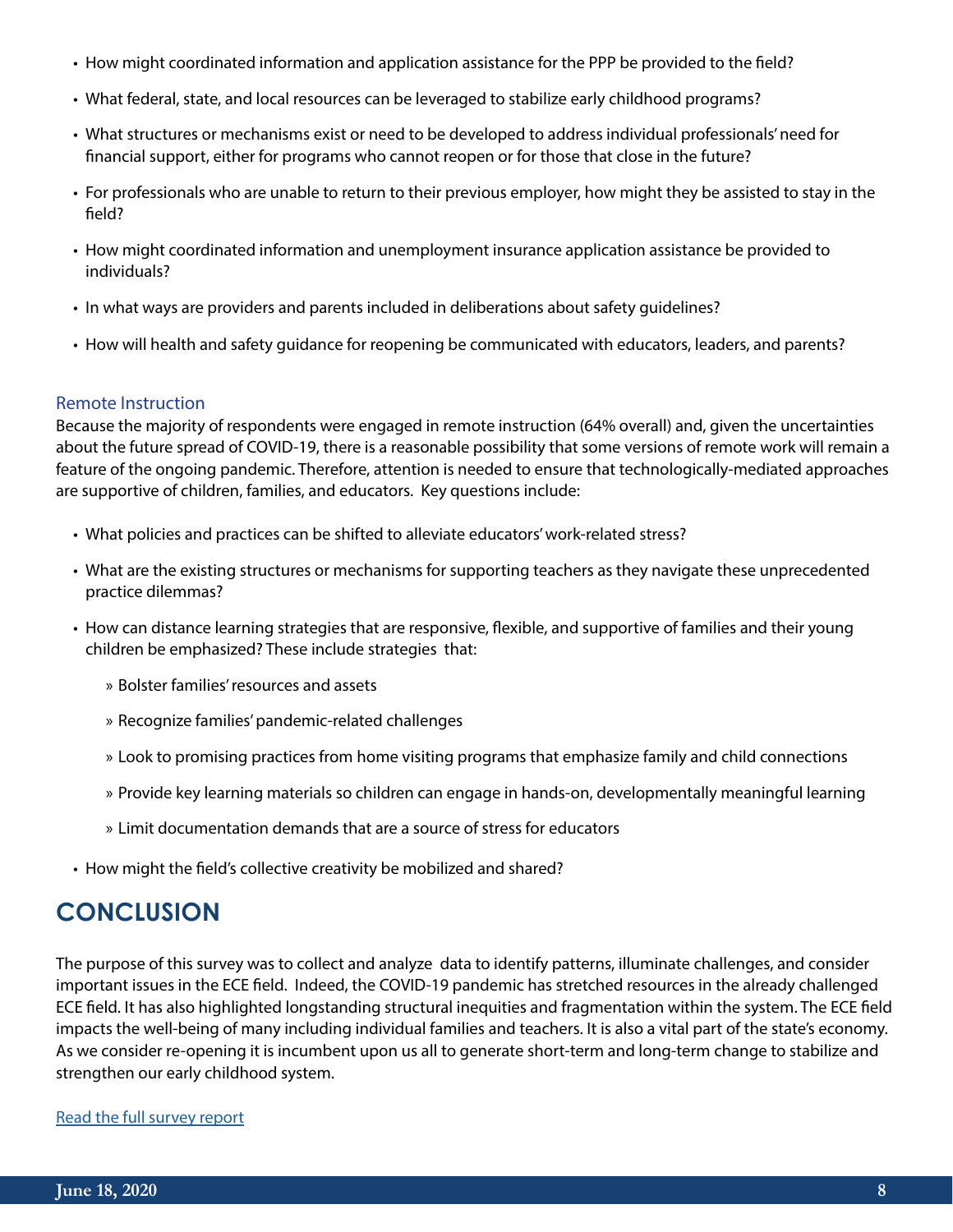- How might coordinated information and application assistance for the PPP be provided to the field?
- What federal, state, and local resources can be leveraged to stabilize early childhood programs?
- What structures or mechanisms exist or need to be developed to address individual professionals' need for financial support, either for programs who cannot reopen or for those that close in the future?
- For professionals who are unable to return to their previous employer, how might they be assisted to stay in the field?
- How might coordinated information and unemployment insurance application assistance be provided to individuals?
- In what ways are providers and parents included in deliberations about safety guidelines?
- How will health and safety guidance for reopening be communicated with educators, leaders, and parents?

### Remote Instruction

Because the majority of respondents were engaged in remote instruction (64% overall) and, given the uncertainties about the future spread of COVID-19, there is a reasonable possibility that some versions of remote work will remain a feature of the ongoing pandemic. Therefore, attention is needed to ensure that technologically-mediated approaches are supportive of children, families, and educators. Key questions include:

- What policies and practices can be shifted to alleviate educators' work-related stress?
- What are the existing structures or mechanisms for supporting teachers as they navigate these unprecedented practice dilemmas?
- How can distance learning strategies that are responsive, flexible, and supportive of families and their young children be emphasized? These include strategies that:
  - Bolster families' resources and assets
  - Recognize families' pandemic-related challenges
  - Look to promising practices from home visiting programs that emphasize family and child connections
  - Provide key learning materials so children can engage in hands-on, developmentally meaningful learning
  - Limit documentation demands that are a source of stress for educators
- How might the field's collective creativity be mobilized and shared?

## CONCLUSION

The purpose of this survey was to collect and analyze data to identify patterns, illuminate challenges, and consider important issues in the ECE field. Indeed, the COVID-19 pandemic has stretched resources in the already challenged ECE field. It has also highlighted longstanding structural inequities and fragmentation within the system. The ECE field impacts the well-being of many including individual families and teachers. It is also a vital part of the state's economy. As we consider re-opening it is incumbent upon us all to generate short-term and long-term change to stabilize and strengthen our early childhood system.

Read the full survey report